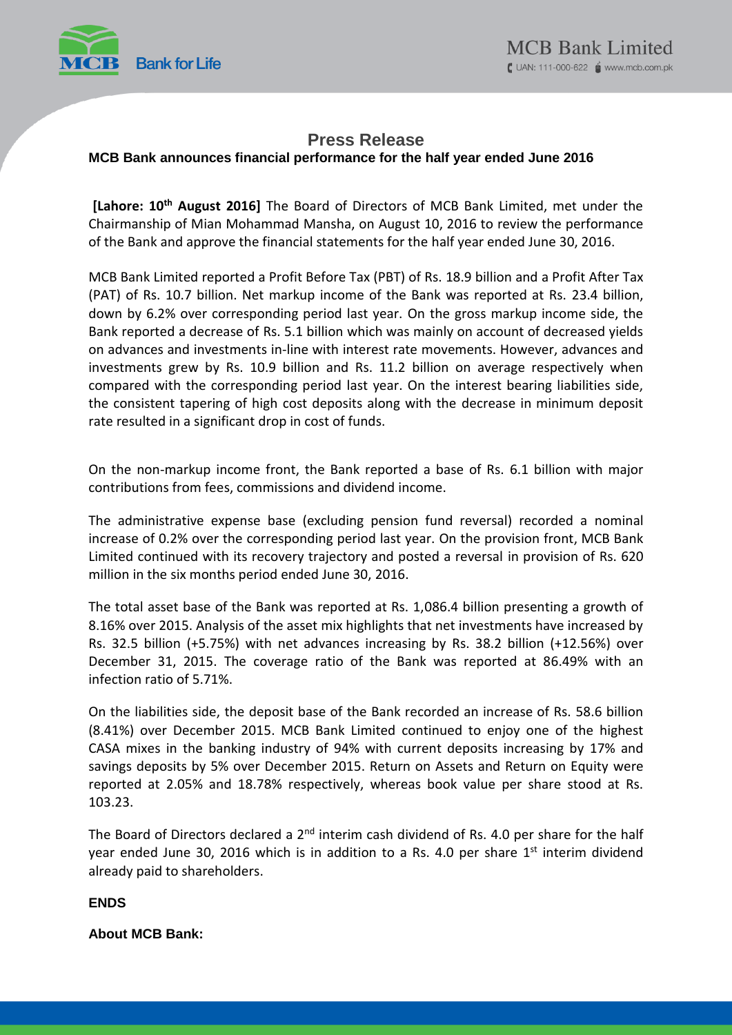# Press Release

## MCB Bank announces financial performance for the half year ended June 2016

**[Lahore: 10th August 2016]** The Board of Directors of MCB Bank Limited, met under the Chairmanship of Mian Mohammad Mansha, on August 10, 2016 to review the performance of the Bank and approve the financial statements for the half year ended June 30, 2016.

MCB Bank Limited reported a Profit Before Tax (PBT) of Rs. 18.9 billion and a Profit After Tax (PAT) of Rs. 10.7 billion. Net markup income of the Bank was reported at Rs. 23.4 billion, down by 6.2% over corresponding period last year. On the gross markup income side, the Bank reported a decrease of Rs. 5.1 billion which was mainly on account of decreased yields on advances and investments in-line with interest rate movements. However, advances and investments grew by Rs. 10.9 billion and Rs. 11.2 billion on average respectively when compared with the corresponding period last year. On the interest bearing liabilities side, the consistent tapering of high cost deposits along with the decrease in minimum deposit rate resulted in a significant drop in cost of funds.

On the non-markup income front, the Bank reported a base of Rs. 6.1 billion with major contributions from fees, commissions and dividend income.

The administrative expense base (excluding pension fund reversal) recorded a nominal increase of 0.2% over the corresponding period last year. On the provision front, MCB Bank Limited continued with its recovery trajectory and posted a reversal in provision of Rs. 620 million in the six months period ended June 30, 2016.

The total asset base of the Bank was reported at Rs. 1,086.4 billion presenting a growth of 8.16% over 2015. Analysis of the asset mix highlights that net investments have increased by Rs. 32.5 billion (+5.75%) with net advances increasing by Rs. 38.2 billion (+12.56%) over December 31, 2015. The coverage ratio of the Bank was reported at 86.49% with an infection ratio of 5.71%.

On the liabilities side, the deposit base of the Bank recorded an increase of Rs. 58.6 billion (8.41%) over December 2015. MCB Bank Limited continued to enjoy one of the highest CASA mixes in the banking industry of 94% with current deposits increasing by 17% and savings deposits by 5% over December 2015. Return on Assets and Return on Equity were reported at 2.05% and 18.78% respectively, whereas book value per share stood at Rs. 103.23.

The Board of Directors declared a 2nd interim cash dividend of Rs. 4.0 per share for the half year ended June 30, 2016 which is in addition to a Rs. 4.0 per share 1st interim dividend already paid to shareholders.

**ENDS**

**About MCB Bank:**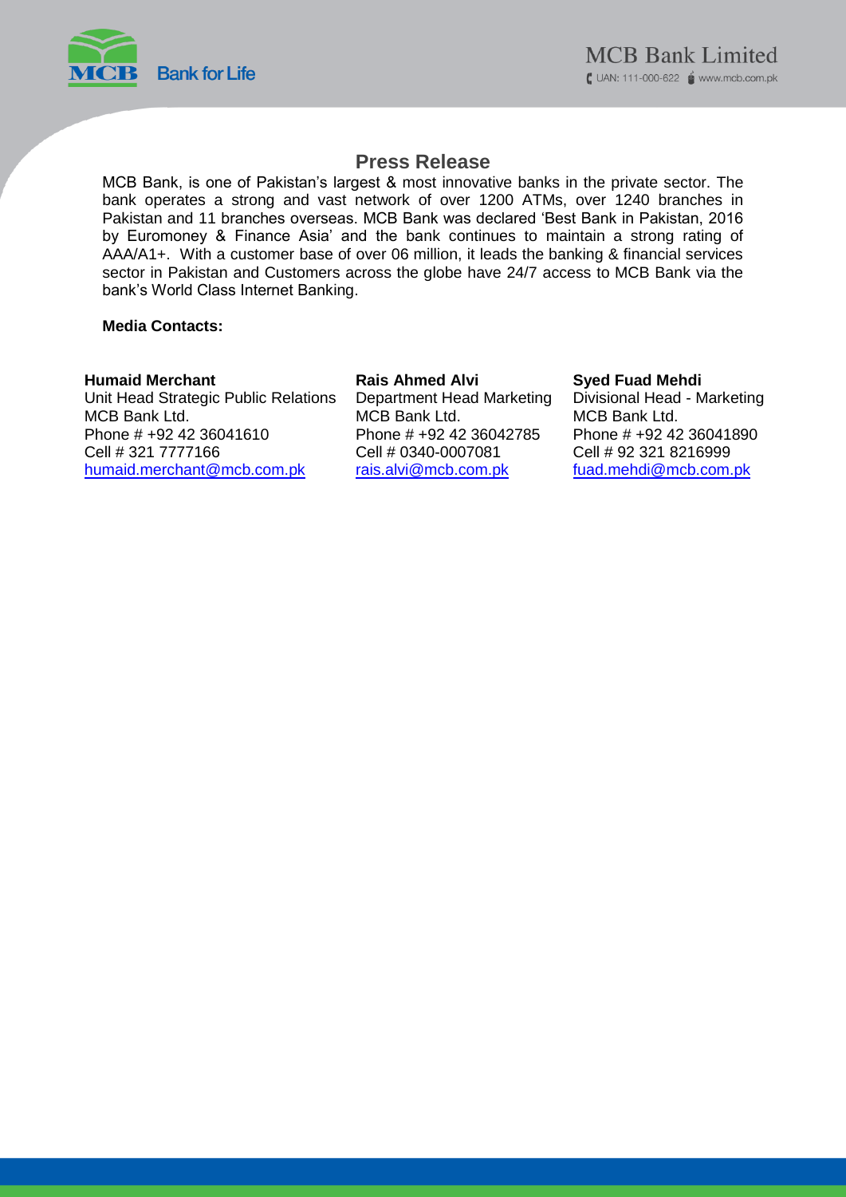## Press Release

MCB Bank, is one of Pakistan's largest & most innovative banks in the private sector. The bank operates a strong and vast network of over 1200 ATMs, over 1240 branches in Pakistan and 11 branches overseas. MCB Bank was declared 'Best Bank in Pakistan, 2016 by Euromoney & Finance Asia' and the bank continues to maintain a strong rating of AAA/A1+. With a customer base of over 06 million, it leads the banking & financial services sector in Pakistan and Customers across the globe have 24/7 access to MCB Bank via the bank's World Class Internet Banking.

**Media Contacts:**

**Humaid Merchant**
Unit Head Strategic Public Relations
MCB Bank Ltd.
Phone # +92 42 36041610
Cell # 321 7777166
humaid.merchant@mcb.com.pk

**Rais Ahmed Alvi**
Department Head Marketing
MCB Bank Ltd.
Phone # +92 42 36042785
Cell # 0340-0007081
rais.alvi@mcb.com.pk

**Syed Fuad Mehdi**
Divisional Head - Marketing
MCB Bank Ltd.
Phone # +92 42 36041890
Cell # 92 321 8216999
fuad.mehdi@mcb.com.pk